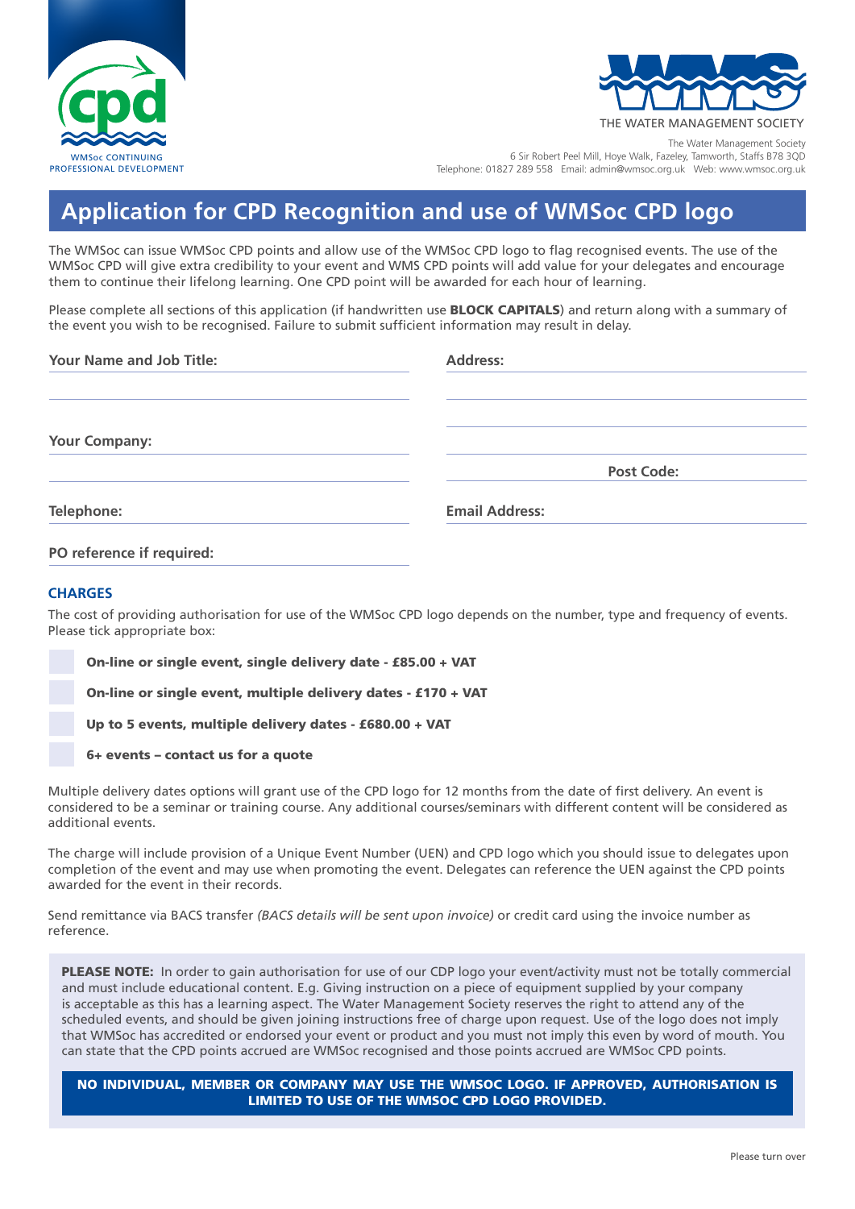WMSoc CONTINUING PROFESSIONAL DEVELOPMENT

THE WATER MANAGEMENT SOCIETY

The Water Management Society
6 Sir Robert Peel Mill, Hoye Walk, Fazeley, Tamworth, Staffs B78 3QD
Telephone: 01827 289 558 Email: admin@wmsoc.org.uk Web: www.wmsoc.org.uk

# Application for CPD Recognition and use of WMSoc CPD logo

The WMSoc can issue WMSoc CPD points and allow use of the WMSoc CPD logo to flag recognised events. The use of the WMSoc CPD will give extra credibility to your event and WMS CPD points will add value for your delegates and encourage them to continue their lifelong learning. One CPD point will be awarded for each hour of learning.

Please complete all sections of this application (if handwritten use **BLOCK CAPITALS**) and return along with a summary of the event you wish to be recognised. Failure to submit sufficient information may result in delay.

**Your Name and Job Title:**

**Address:**

**Your Company:**

**Post Code:**

**Telephone:**

**Email Address:**

**PO reference if required:**

## CHARGES

The cost of providing authorisation for use of the WMSoc CPD logo depends on the number, type and frequency of events. Please tick appropriate box:

- ☐ **On-line or single event, single delivery date - £85.00 + VAT**
- ☐ **On-line or single event, multiple delivery dates - £170 + VAT**
- ☐ **Up to 5 events, multiple delivery dates - £680.00 + VAT**
- ☐ **6+ events – contact us for a quote**

Multiple delivery dates options will grant use of the CPD logo for 12 months from the date of first delivery. An event is considered to be a seminar or training course. Any additional courses/seminars with different content will be considered as additional events.

The charge will include provision of a Unique Event Number (UEN) and CPD logo which you should issue to delegates upon completion of the event and may use when promoting the event. Delegates can reference the UEN against the CPD points awarded for the event in their records.

Send remittance via BACS transfer *(BACS details will be sent upon invoice)* or credit card using the invoice number as reference.

**PLEASE NOTE:** In order to gain authorisation for use of our CDP logo your event/activity must not be totally commercial and must include educational content. E.g. Giving instruction on a piece of equipment supplied by your company is acceptable as this has a learning aspect. The Water Management Society reserves the right to attend any of the scheduled events, and should be given joining instructions free of charge upon request. Use of the logo does not imply that WMSoc has accredited or endorsed your event or product and you must not imply this even by word of mouth. You can state that the CPD points accrued are WMSoc recognised and those points accrued are WMSoc CPD points.

**NO INDIVIDUAL, MEMBER OR COMPANY MAY USE THE WMSOC LOGO. IF APPROVED, AUTHORISATION IS LIMITED TO USE OF THE WMSOC CPD LOGO PROVIDED.**

Please turn over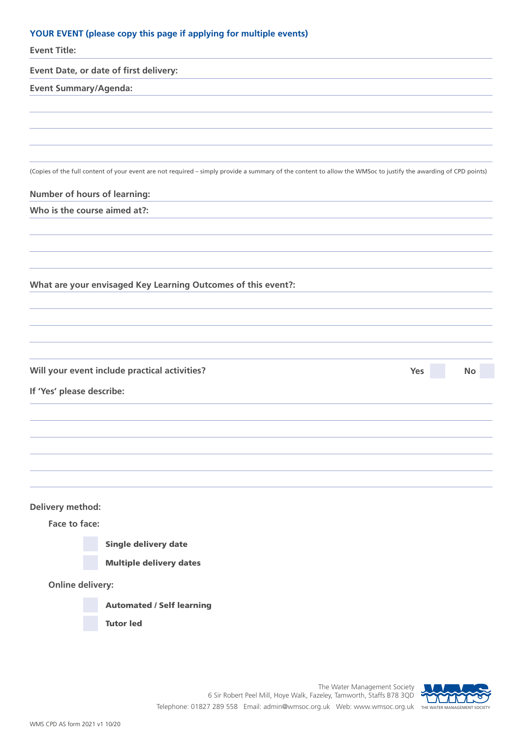## YOUR EVENT (please copy this page if applying for multiple events)

**Event Title:**

**Event Date, or date of first delivery:**

**Event Summary/Agenda:**

(Copies of the full content of your event are not required – simply provide a summary of the content to allow the WMSoc to justify the awarding of CPD points)

**Number of hours of learning:**

**Who is the course aimed at?:**

**What are your envisaged Key Learning Outcomes of this event?:**

**Will your event include practical activities?** **Yes** ☐ **No** ☐

**If 'Yes' please describe:**

**Delivery method:**

**Face to face:**

- ☐ **Single delivery date**
- ☐ **Multiple delivery dates**

**Online delivery:**

- ☐ **Automated / Self learning**
- ☐ **Tutor led**

The Water Management Society
6 Sir Robert Peel Mill, Hoye Walk, Fazeley, Tamworth, Staffs B78 3QD
Telephone: 01827 289 558 Email: admin@wmsoc.org.uk Web: www.wmsoc.org.uk

THE WATER MANAGEMENT SOCIETY

WMS CPD AS form 2021 v1 10/20